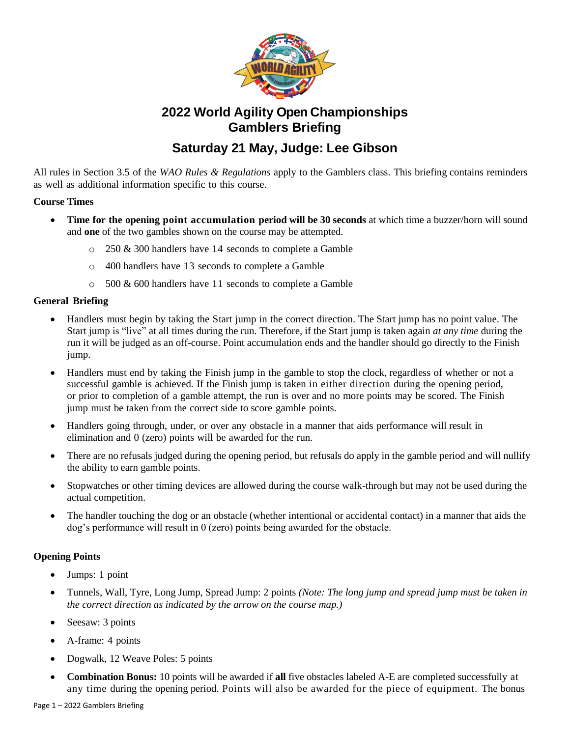# 2022 World Agility Open Championships
# Gamblers Briefing

## Saturday 21 May, Judge: Lee Gibson

All rules in Section 3.5 of the *WAO Rules & Regulations* apply to the Gamblers class. This briefing contains reminders as well as additional information specific to this course.

**Course Times**

- **Time for the opening point accumulation period will be 30 seconds** at which time a buzzer/horn will sound and **one** of the two gambles shown on the course may be attempted.
    - 250 & 300 handlers have 14 seconds to complete a Gamble
    - 400 handlers have 13 seconds to complete a Gamble
    - 500 & 600 handlers have 11 seconds to complete a Gamble

**General Briefing**

- Handlers must begin by taking the Start jump in the correct direction. The Start jump has no point value. The Start jump is "live" at all times during the run. Therefore, if the Start jump is taken again *at any time* during the run it will be judged as an off-course. Point accumulation ends and the handler should go directly to the Finish jump.
- Handlers must end by taking the Finish jump in the gamble to stop the clock, regardless of whether or not a successful gamble is achieved. If the Finish jump is taken in either direction during the opening period, or prior to completion of a gamble attempt, the run is over and no more points may be scored. The Finish jump must be taken from the correct side to score gamble points.
- Handlers going through, under, or over any obstacle in a manner that aids performance will result in elimination and 0 (zero) points will be awarded for the run.
- There are no refusals judged during the opening period, but refusals do apply in the gamble period and will nullify the ability to earn gamble points.
- Stopwatches or other timing devices are allowed during the course walk-through but may not be used during the actual competition.
- The handler touching the dog or an obstacle (whether intentional or accidental contact) in a manner that aids the dog's performance will result in 0 (zero) points being awarded for the obstacle.

**Opening Points**

- Jumps: 1 point
- Tunnels, Wall, Tyre, Long Jump, Spread Jump: 2 points *(Note: The long jump and spread jump must be taken in the correct direction as indicated by the arrow on the course map.)*
- Seesaw: 3 points
- A-frame: 4 points
- Dogwalk, 12 Weave Poles: 5 points
- **Combination Bonus:** 10 points will be awarded if **all** five obstacles labeled A-E are completed successfully at any time during the opening period. Points will also be awarded for the piece of equipment. The bonus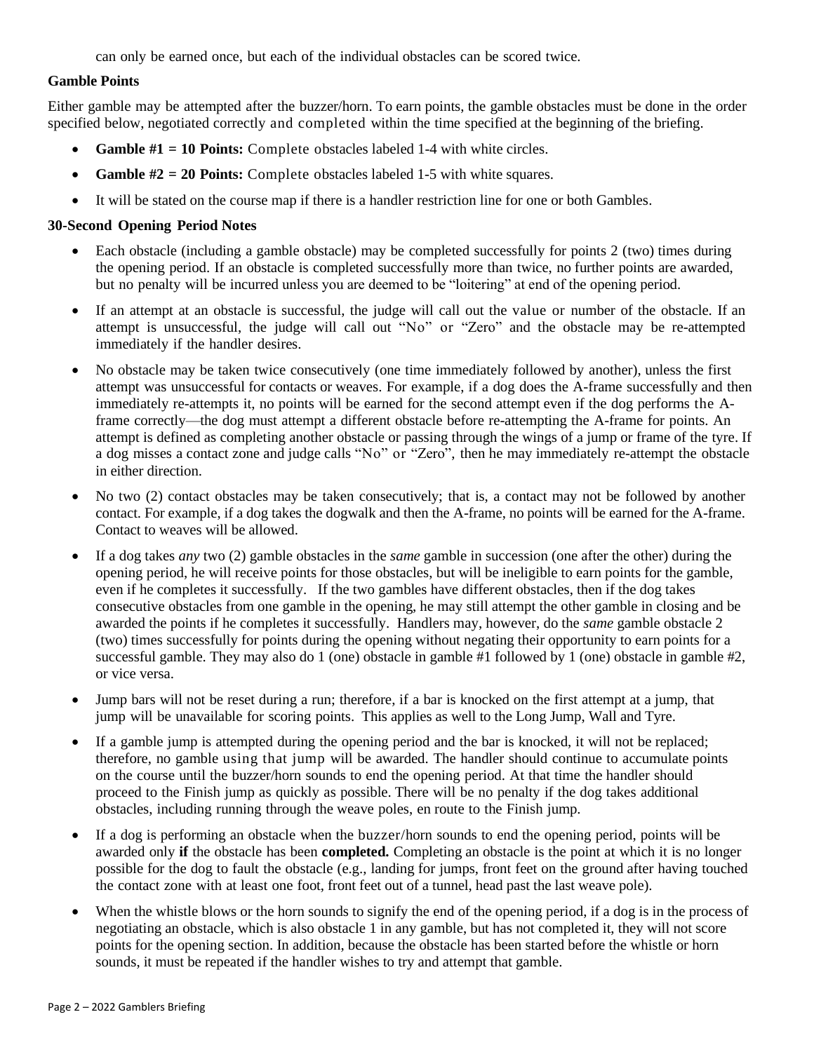can only be earned once, but each of the individual obstacles can be scored twice.

**Gamble Points**

Either gamble may be attempted after the buzzer/horn. To earn points, the gamble obstacles must be done in the order specified below, negotiated correctly and completed within the time specified at the beginning of the briefing.

- **Gamble #1 = 10 Points:** Complete obstacles labeled 1-4 with white circles.
- **Gamble #2 = 20 Points:** Complete obstacles labeled 1-5 with white squares.
- It will be stated on the course map if there is a handler restriction line for one or both Gambles.

**30-Second Opening Period Notes**

- Each obstacle (including a gamble obstacle) may be completed successfully for points 2 (two) times during the opening period. If an obstacle is completed successfully more than twice, no further points are awarded, but no penalty will be incurred unless you are deemed to be "loitering" at end of the opening period.
- If an attempt at an obstacle is successful, the judge will call out the value or number of the obstacle. If an attempt is unsuccessful, the judge will call out "No" or "Zero" and the obstacle may be re-attempted immediately if the handler desires.
- No obstacle may be taken twice consecutively (one time immediately followed by another), unless the first attempt was unsuccessful for contacts or weaves. For example, if a dog does the A-frame successfully and then immediately re-attempts it, no points will be earned for the second attempt even if the dog performs the A-frame correctly—the dog must attempt a different obstacle before re-attempting the A-frame for points. An attempt is defined as completing another obstacle or passing through the wings of a jump or frame of the tyre. If a dog misses a contact zone and judge calls "No" or "Zero", then he may immediately re-attempt the obstacle in either direction.
- No two (2) contact obstacles may be taken consecutively; that is, a contact may not be followed by another contact. For example, if a dog takes the dogwalk and then the A-frame, no points will be earned for the A-frame. Contact to weaves will be allowed.
- If a dog takes *any* two (2) gamble obstacles in the *same* gamble in succession (one after the other) during the opening period, he will receive points for those obstacles, but will be ineligible to earn points for the gamble, even if he completes it successfully. If the two gambles have different obstacles, then if the dog takes consecutive obstacles from one gamble in the opening, he may still attempt the other gamble in closing and be awarded the points if he completes it successfully. Handlers may, however, do the *same* gamble obstacle 2 (two) times successfully for points during the opening without negating their opportunity to earn points for a successful gamble. They may also do 1 (one) obstacle in gamble #1 followed by 1 (one) obstacle in gamble #2, or vice versa.
- Jump bars will not be reset during a run; therefore, if a bar is knocked on the first attempt at a jump, that jump will be unavailable for scoring points. This applies as well to the Long Jump, Wall and Tyre.
- If a gamble jump is attempted during the opening period and the bar is knocked, it will not be replaced; therefore, no gamble using that jump will be awarded. The handler should continue to accumulate points on the course until the buzzer/horn sounds to end the opening period. At that time the handler should proceed to the Finish jump as quickly as possible. There will be no penalty if the dog takes additional obstacles, including running through the weave poles, en route to the Finish jump.
- If a dog is performing an obstacle when the buzzer/horn sounds to end the opening period, points will be awarded only **if** the obstacle has been **completed.** Completing an obstacle is the point at which it is no longer possible for the dog to fault the obstacle (e.g., landing for jumps, front feet on the ground after having touched the contact zone with at least one foot, front feet out of a tunnel, head past the last weave pole).
- When the whistle blows or the horn sounds to signify the end of the opening period, if a dog is in the process of negotiating an obstacle, which is also obstacle 1 in any gamble, but has not completed it, they will not score points for the opening section. In addition, because the obstacle has been started before the whistle or horn sounds, it must be repeated if the handler wishes to try and attempt that gamble.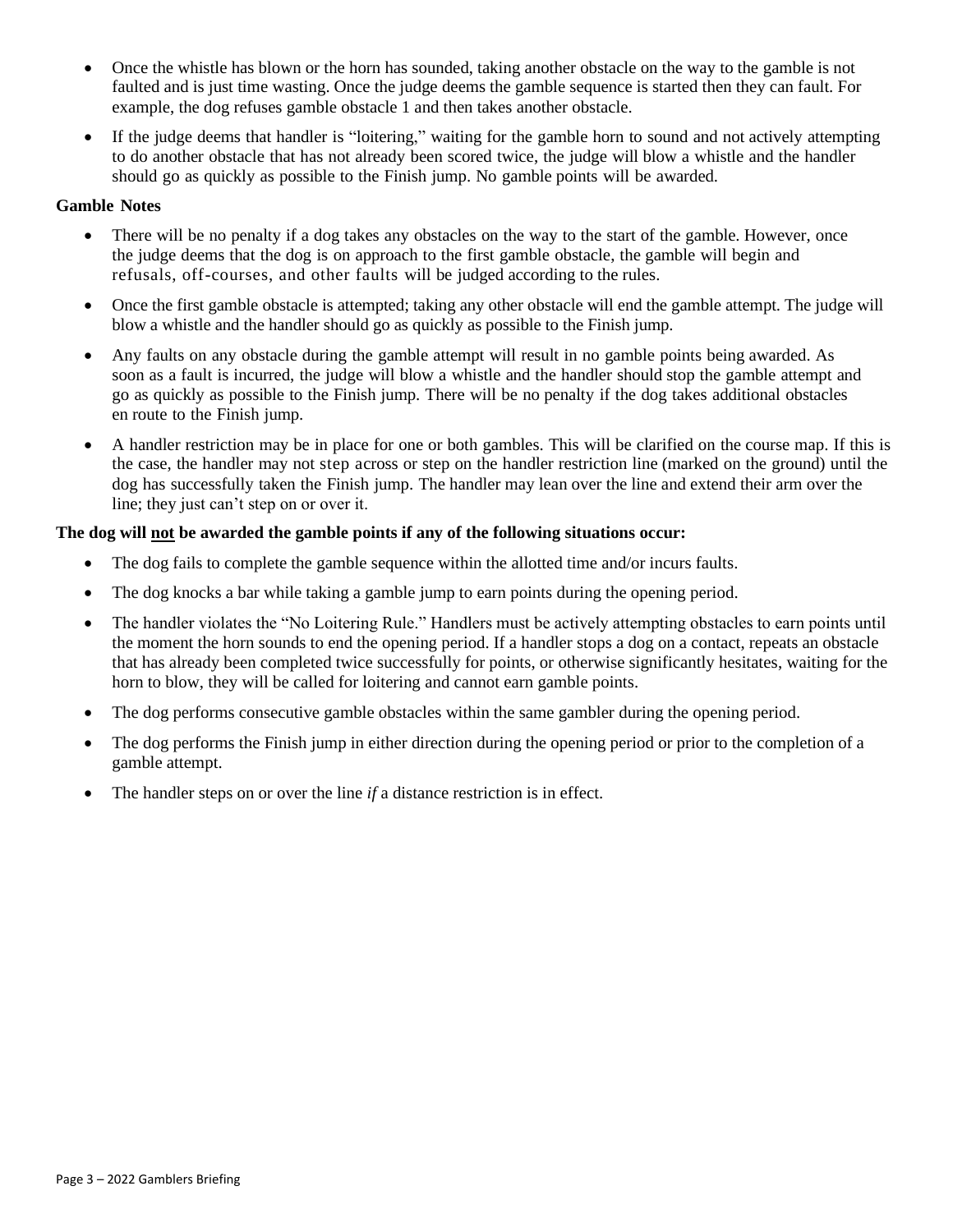- Once the whistle has blown or the horn has sounded, taking another obstacle on the way to the gamble is not faulted and is just time wasting. Once the judge deems the gamble sequence is started then they can fault. For example, the dog refuses gamble obstacle 1 and then takes another obstacle.
- If the judge deems that handler is "loitering," waiting for the gamble horn to sound and not actively attempting to do another obstacle that has not already been scored twice, the judge will blow a whistle and the handler should go as quickly as possible to the Finish jump. No gamble points will be awarded.

**Gamble Notes**

- There will be no penalty if a dog takes any obstacles on the way to the start of the gamble. However, once the judge deems that the dog is on approach to the first gamble obstacle, the gamble will begin and refusals, off-courses, and other faults will be judged according to the rules.
- Once the first gamble obstacle is attempted; taking any other obstacle will end the gamble attempt. The judge will blow a whistle and the handler should go as quickly as possible to the Finish jump.
- Any faults on any obstacle during the gamble attempt will result in no gamble points being awarded. As soon as a fault is incurred, the judge will blow a whistle and the handler should stop the gamble attempt and go as quickly as possible to the Finish jump. There will be no penalty if the dog takes additional obstacles en route to the Finish jump.
- A handler restriction may be in place for one or both gambles. This will be clarified on the course map. If this is the case, the handler may not step across or step on the handler restriction line (marked on the ground) until the dog has successfully taken the Finish jump. The handler may lean over the line and extend their arm over the line; they just can't step on or over it.

**The dog will <u>not</u> be awarded the gamble points if any of the following situations occur:**

- The dog fails to complete the gamble sequence within the allotted time and/or incurs faults.
- The dog knocks a bar while taking a gamble jump to earn points during the opening period.
- The handler violates the "No Loitering Rule." Handlers must be actively attempting obstacles to earn points until the moment the horn sounds to end the opening period. If a handler stops a dog on a contact, repeats an obstacle that has already been completed twice successfully for points, or otherwise significantly hesitates, waiting for the horn to blow, they will be called for loitering and cannot earn gamble points.
- The dog performs consecutive gamble obstacles within the same gambler during the opening period.
- The dog performs the Finish jump in either direction during the opening period or prior to the completion of a gamble attempt.
- The handler steps on or over the line *if* a distance restriction is in effect.